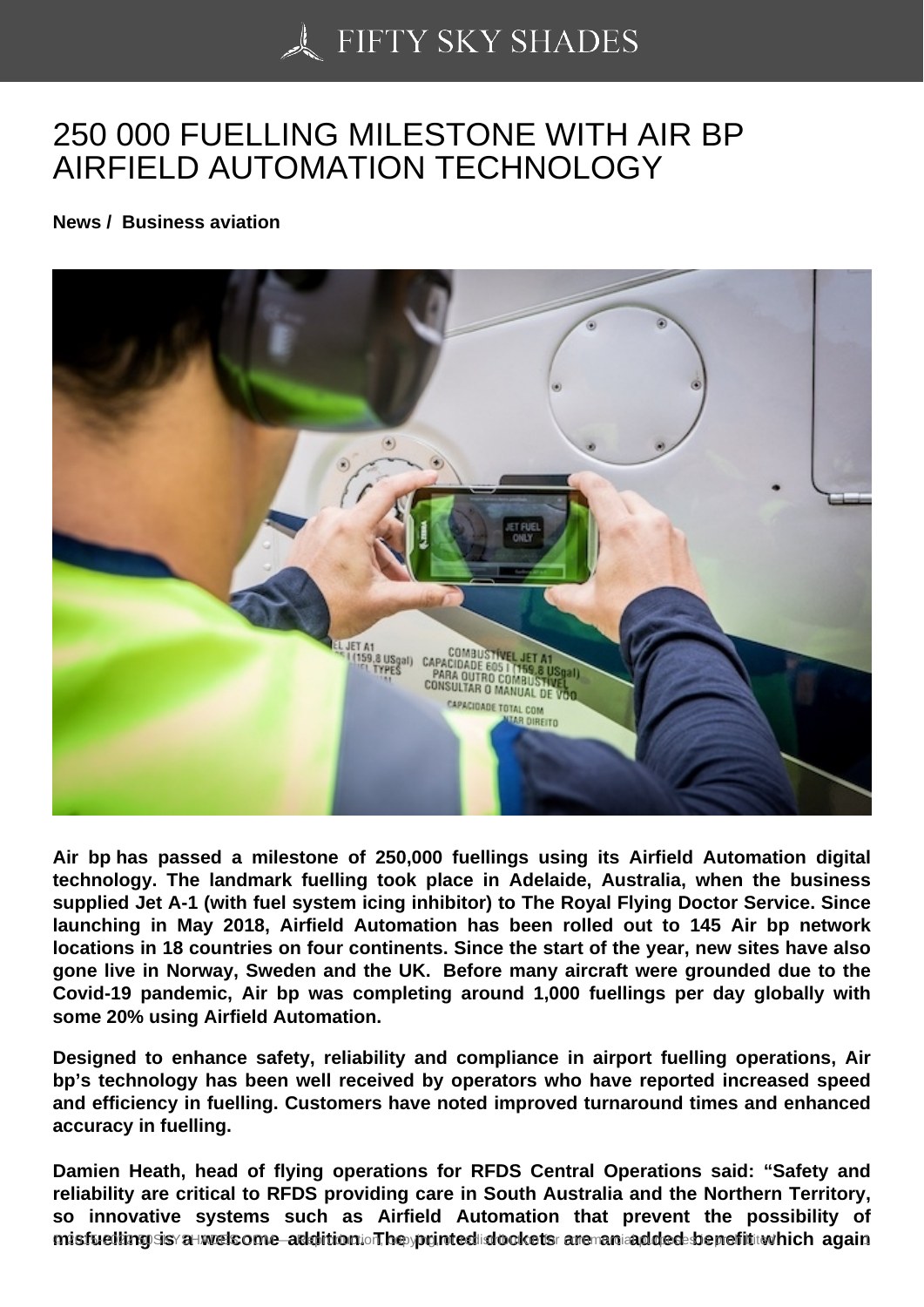# 250 000 FUELLING MILESTONE WITH AIR BP AIRFIELD AUTOMATION TECHNOLOGY

**News / Business aviation**

**Air bp has passed a milestone of 250,000 fuellings using its Airfield Automation digital technology. The landmark fuelling took place in Adelaide, Australia, when the business supplied Jet A-1 (with fuel system icing inhibitor) to The Royal Flying Doctor Service. Since launching in May 2018, Airfield Automation has been rolled out to 145 Air bp network locations in 18 countries on four continents. Since the start of the year, new sites have also gone live in Norway, Sweden and the UK. Before many aircraft were grounded due to the Covid-19 pandemic, Air bp was completing around 1,000 fuellings per day globally with some 20% using Airfield Automation.**

**Designed to enhance safety, reliability and compliance in airport fuelling operations, Air bp's technology has been well received by operators who have reported increased speed and efficiency in fuelling. Customers have noted improved turnaround times and enhanced accuracy in fuelling.**

**Damien Heath, head of flying operations for RFDS Central Operations said: "Safety and reliability are critical to RFDS providing care in South Australia and the Northern Territory, so innovative systems such as Airfield Automation that prevent the possibility of misfuelling is a welcome addition. The printed dockets are an added benefit which again**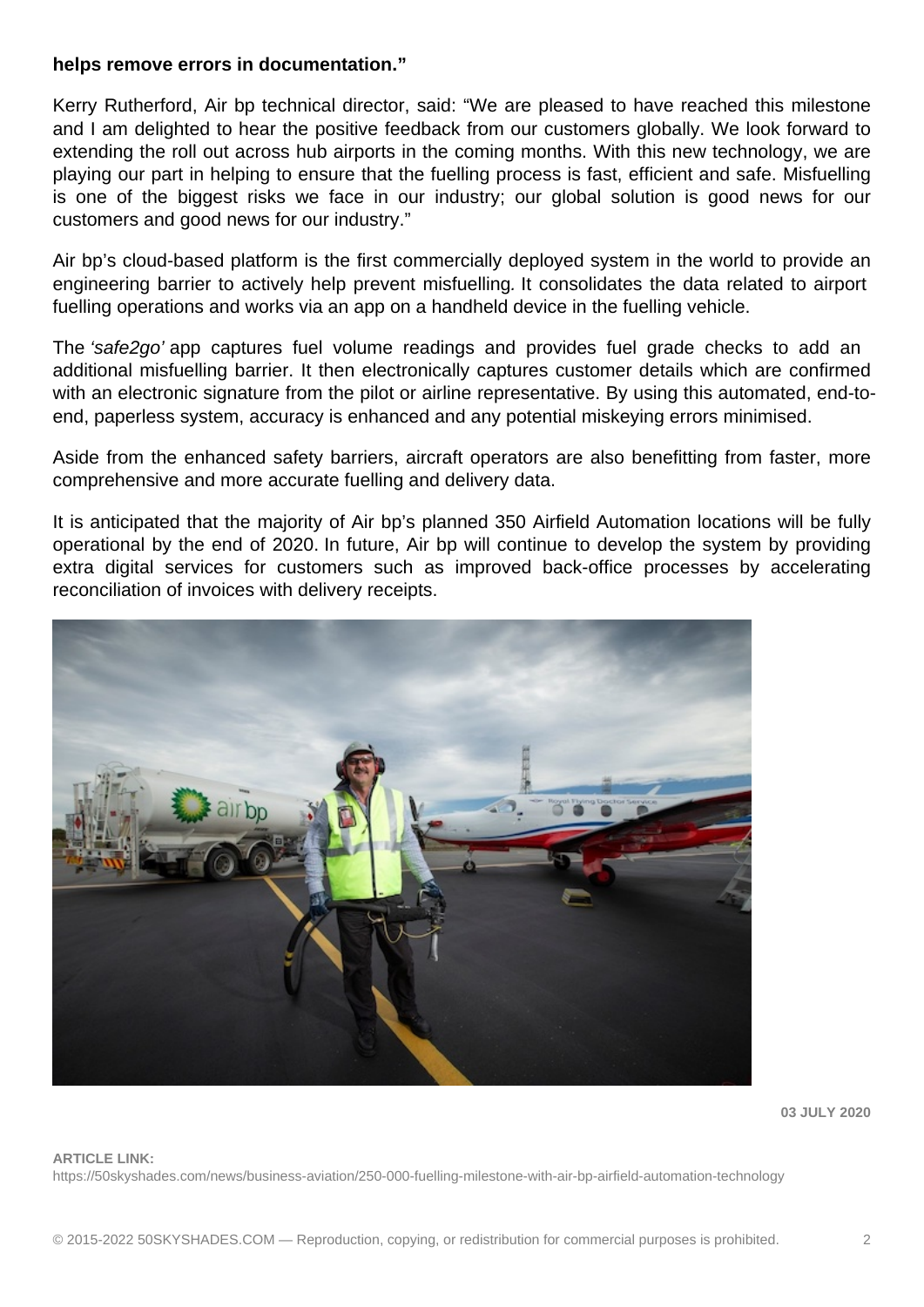**helps remove errors in documentation.”**

Kerry Rutherford, Air bp technical director, said: “We are pleased to have reached this milestone and I am delighted to hear the positive feedback from our customers globally. We look forward to extending the roll out across hub airports in the coming months. With this new technology, we are playing our part in helping to ensure that the fuelling process is fast, efficient and safe. Misfuelling is one of the biggest risks we face in our industry; our global solution is good news for our customers and good news for our industry.”

Air bp’s cloud-based platform is the first commercially deployed system in the world to provide an engineering barrier to actively help prevent misfuelling. It consolidates the data related to airport fuelling operations and works via an app on a handheld device in the fuelling vehicle.

The *‘safe2go’* app captures fuel volume readings and provides fuel grade checks to add an additional misfuelling barrier. It then electronically captures customer details which are confirmed with an electronic signature from the pilot or airline representative. By using this automated, end-to-end, paperless system, accuracy is enhanced and any potential miskeying errors minimised.

Aside from the enhanced safety barriers, aircraft operators are also benefitting from faster, more comprehensive and more accurate fuelling and delivery data.

It is anticipated that the majority of Air bp’s planned 350 Airfield Automation locations will be fully operational by the end of 2020. In future, Air bp will continue to develop the system by providing extra digital services for customers such as improved back-office processes by accelerating reconciliation of invoices with delivery receipts.

**03 JULY 2020**

**ARTICLE LINK:**
https://50skyshades.com/news/business-aviation/250-000-fuelling-milestone-with-air-bp-airfield-automation-technology

© 2015-2022 50SKYSHADES.COM — Reproduction, copying, or redistribution for commercial purposes is prohibited.